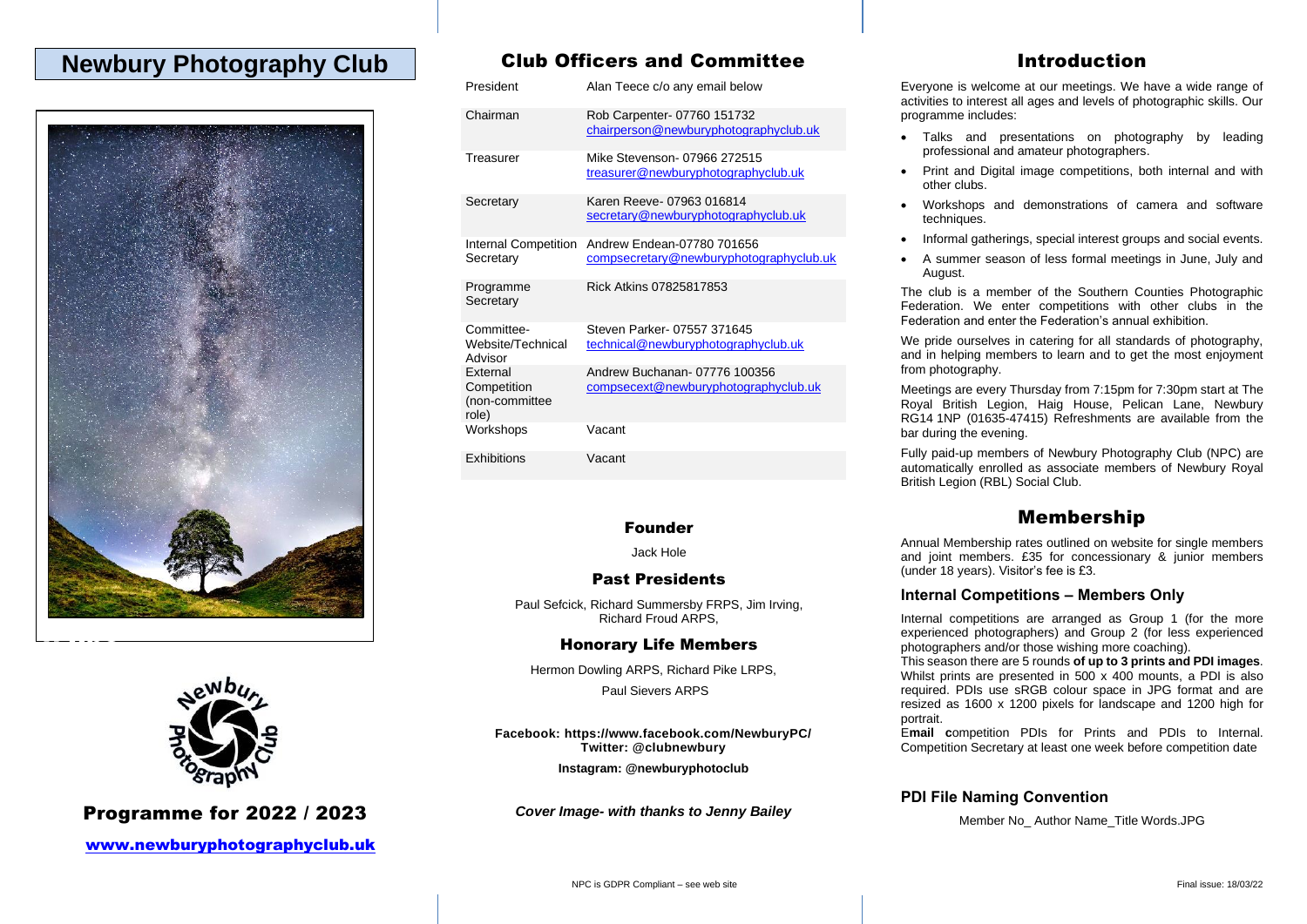# Newbury Photography Club

## Programme for 2022 / 2023

www.newburyphotographyclub.uk

## Club Officers and Committee

| Role | Contact |
|---|---|
| President | Alan Teece c/o any email below |
| Chairman | Rob Carpenter- 07760 151732 chairperson@newburyphotographyclub.uk |
| Treasurer | Mike Stevenson- 07966 272515 treasurer@newburyphotographyclub.uk |
| Secretary | Karen Reeve- 07963 016814 secretary@newburyphotographyclub.uk |
| Internal Competition Secretary | Andrew Endean-07780 701656 compsecretary@newburyphotographyclub.uk |
| Programme Secretary | Rick Atkins 07825817853 |
| Committee- Website/Technical Advisor | Steven Parker- 07557 371645 technical@newburyphotographyclub.uk |
| External Competition (non-committee role) | Andrew Buchanan- 07776 100356 compsecext@newburyphotographyclub.uk |
| Workshops | Vacant |
| Exhibitions | Vacant |

### Founder

Jack Hole

### Past Presidents

Paul Sefcick, Richard Summersby FRPS, Jim Irving, Richard Froud ARPS,

### Honorary Life Members

Hermon Dowling ARPS, Richard Pike LRPS,

Paul Sievers ARPS

**Facebook: https://www.facebook.com/NewburyPC/**
**Twitter: @clubnewbury**

**Instagram: @newburyphotoclub**

***Cover Image- with thanks to Jenny Bailey***

NPC is GDPR Compliant – see web site

## Introduction

Everyone is welcome at our meetings. We have a wide range of activities to interest all ages and levels of photographic skills. Our programme includes:

- Talks and presentations on photography by leading professional and amateur photographers.
- Print and Digital image competitions, both internal and with other clubs.
- Workshops and demonstrations of camera and software techniques.
- Informal gatherings, special interest groups and social events.
- A summer season of less formal meetings in June, July and August.

The club is a member of the Southern Counties Photographic Federation. We enter competitions with other clubs in the Federation and enter the Federation's annual exhibition.

We pride ourselves in catering for all standards of photography, and in helping members to learn and to get the most enjoyment from photography.

Meetings are every Thursday from 7:15pm for 7:30pm start at The Royal British Legion, Haig House, Pelican Lane, Newbury RG14 1NP (01635-47415) Refreshments are available from the bar during the evening.

Fully paid-up members of Newbury Photography Club (NPC) are automatically enrolled as associate members of Newbury Royal British Legion (RBL) Social Club.

## Membership

Annual Membership rates outlined on website for single members and joint members. £35 for concessionary & junior members (under 18 years). Visitor's fee is £3.

### Internal Competitions – Members Only

Internal competitions are arranged as Group 1 (for the more experienced photographers) and Group 2 (for less experienced photographers and/or those wishing more coaching).

This season there are 5 rounds **of up to 3 prints and PDI images**. Whilst prints are presented in 500 x 400 mounts, a PDI is also required. PDIs use sRGB colour space in JPG format and are resized as 1600 x 1200 pixels for landscape and 1200 high for portrait.

E**mail c**ompetition PDIs for Prints and PDIs to Internal. Competition Secretary at least one week before competition date

### PDI File Naming Convention

Member No_ Author Name_Title Words.JPG

Final issue: 18/03/22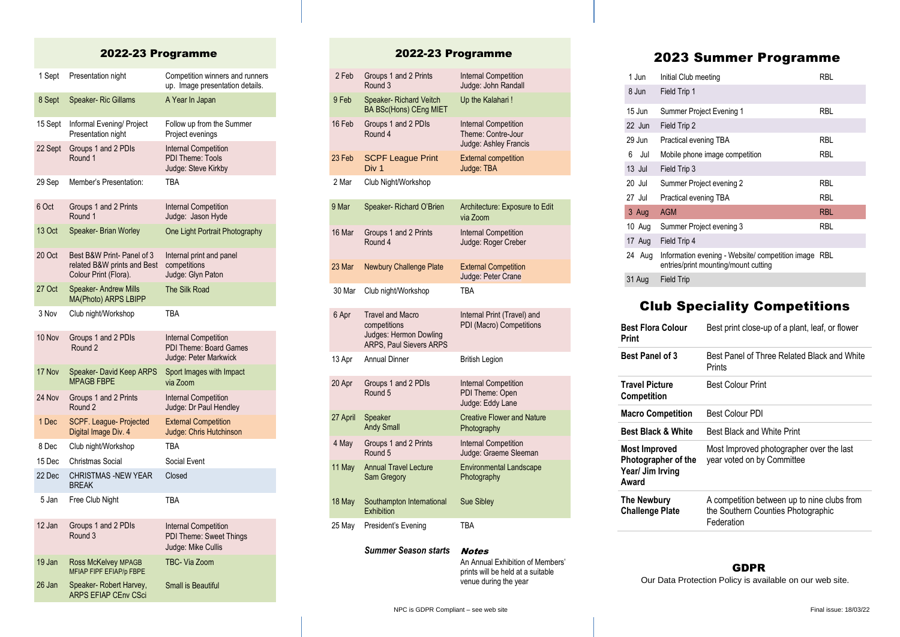## 2022-23 Programme

| | | |
|---|---|---|
| 1 Sept | Presentation night | Competition winners and runners up. Image presentation details. |
| 8 Sept | Speaker- Ric Gillams | A Year In Japan |
| 15 Sept | Informal Evening/ Project Presentation night | Follow up from the Summer Project evenings |
| 22 Sept | Groups 1 and 2 PDIs Round 1 | Internal Competition PDI Theme: Tools Judge: Steve Kirkby |
| 29 Sep | Member's Presentation: | TBA |
| 6 Oct | Groups 1 and 2 Prints Round 1 | Internal Competition Judge: Jason Hyde |
| 13 Oct | Speaker- Brian Worley | One Light Portrait Photography |
| 20 Oct | Best B&W Print- Panel of 3 related B&W prints and Best Colour Print (Flora). | Internal print and panel competitions Judge: Glyn Paton |
| 27 Oct | Speaker- Andrew Mills MA(Photo) ARPS LBIPP | The Silk Road |
| 3 Nov | Club night/Workshop | TBA |
| 10 Nov | Groups 1 and 2 PDIs Round 2 | Internal Competition PDI Theme: Board Games Judge: Peter Markwick |
| 17 Nov | Speaker- David Keep ARPS MPAGB FBPE | Sport Images with Impact via Zoom |
| 24 Nov | Groups 1 and 2 Prints Round 2 | Internal Competition Judge: Dr Paul Hendley |
| 1 Dec | SCPF. League- Projected Digital Image Div. 4 | External Competition Judge: Chris Hutchinson |
| 8 Dec | Club night/Workshop | TBA |
| 15 Dec | Christmas Social | Social Event |
| 22 Dec | CHRISTMAS -NEW YEAR BREAK | Closed |
| 5 Jan | Free Club Night | TBA |
| 12 Jan | Groups 1 and 2 PDIs Round 3 | Internal Competition PDI Theme: Sweet Things Judge: Mike Cullis |
| 19 Jan | Ross McKelvey MPAGB MFIAP FIPF EFIAP/p FBPE | TBC- Via Zoom |
| 26 Jan | Speaker- Robert Harvey, ARPS EFIAP CEnv CSci | Small is Beautiful |

## 2022-23 Programme

| | | |
|---|---|---|
| 2 Feb | Groups 1 and 2 Prints Round 3 | Internal Competition Judge: John Randall |
| 9 Feb | Speaker- Richard Veitch BA BSc(Hons) CEng MIET | Up the Kalahari ! |
| 16 Feb | Groups 1 and 2 PDIs Round 4 | Internal Competition Theme: Contre-Jour Judge: Ashley Francis |
| 23 Feb | SCPF League Print Div 1 | External competition Judge: TBA |
| 2 Mar | Club Night/Workshop | |
| 9 Mar | Speaker- Richard O'Brien | Architecture: Exposure to Edit via Zoom |
| 16 Mar | Groups 1 and 2 Prints Round 4 | Internal Competition Judge: Roger Creber |
| 23 Mar | Newbury Challenge Plate | External Competition Judge: Peter Crane |
| 30 Mar | Club night/Workshop | TBA |
| 6 Apr | Travel and Macro competitions Judges: Hermon Dowling ARPS, Paul Sievers ARPS | Internal Print (Travel) and PDI (Macro) Competitions |
| 13 Apr | Annual Dinner | British Legion |
| 20 Apr | Groups 1 and 2 PDIs Round 5 | Internal Competition PDI Theme: Open Judge: Eddy Lane |
| 27 April | Speaker Andy Small | Creative Flower and Nature Photography |
| 4 May | Groups 1 and 2 Prints Round 5 | Internal Competition Judge: Graeme Sleeman |
| 11 May | Annual Travel Lecture Sam Gregory | Environmental Landscape Photography |
| 18 May | Southampton International Exhibition | Sue Sibley |
| 25 May | President's Evening | TBA |

***Summer Season starts***

***Notes***

An Annual Exhibition of Members' prints will be held at a suitable venue during the year

NPC is GDPR Compliant – see web site

## 2023 Summer Programme

| | | |
|---|---|---|
| 1 Jun | Initial Club meeting | RBL |
| 8 Jun | Field Trip 1 | |
| 15 Jun | Summer Project Evening 1 | RBL |
| 22 Jun | Field Trip 2 | |
| 29 Jun | Practical evening TBA | RBL |
| 6 Jul | Mobile phone image competition | RBL |
| 13 Jul | Field Trip 3 | |
| 20 Jul | Summer Project evening 2 | RBL |
| 27 Jul | Practical evening TBA | RBL |
| 3 Aug | AGM | RBL |
| 10 Aug | Summer Project evening 3 | RBL |
| 17 Aug | Field Trip 4 | |
| 24 Aug | Information evening - Website/ competition image entries/print mounting/mount cutting | RBL |
| 31 Aug | Field Trip | |

## Club Speciality Competitions

| | |
|---|---|
| **Best Flora Colour Print** | Best print close-up of a plant, leaf, or flower |
| **Best Panel of 3** | Best Panel of Three Related Black and White Prints |
| **Travel Picture Competition** | Best Colour Print |
| **Macro Competition** | Best Colour PDI |
| **Best Black & White** | Best Black and White Print |
| **Most Improved Photographer of the Year/ Jim Irving Award** | Most Improved photographer over the last year voted on by Committee |
| **The Newbury Challenge Plate** | A competition between up to nine clubs from the Southern Counties Photographic Federation |

## GDPR

Our Data Protection Policy is available on our web site.

Final issue: 18/03/22